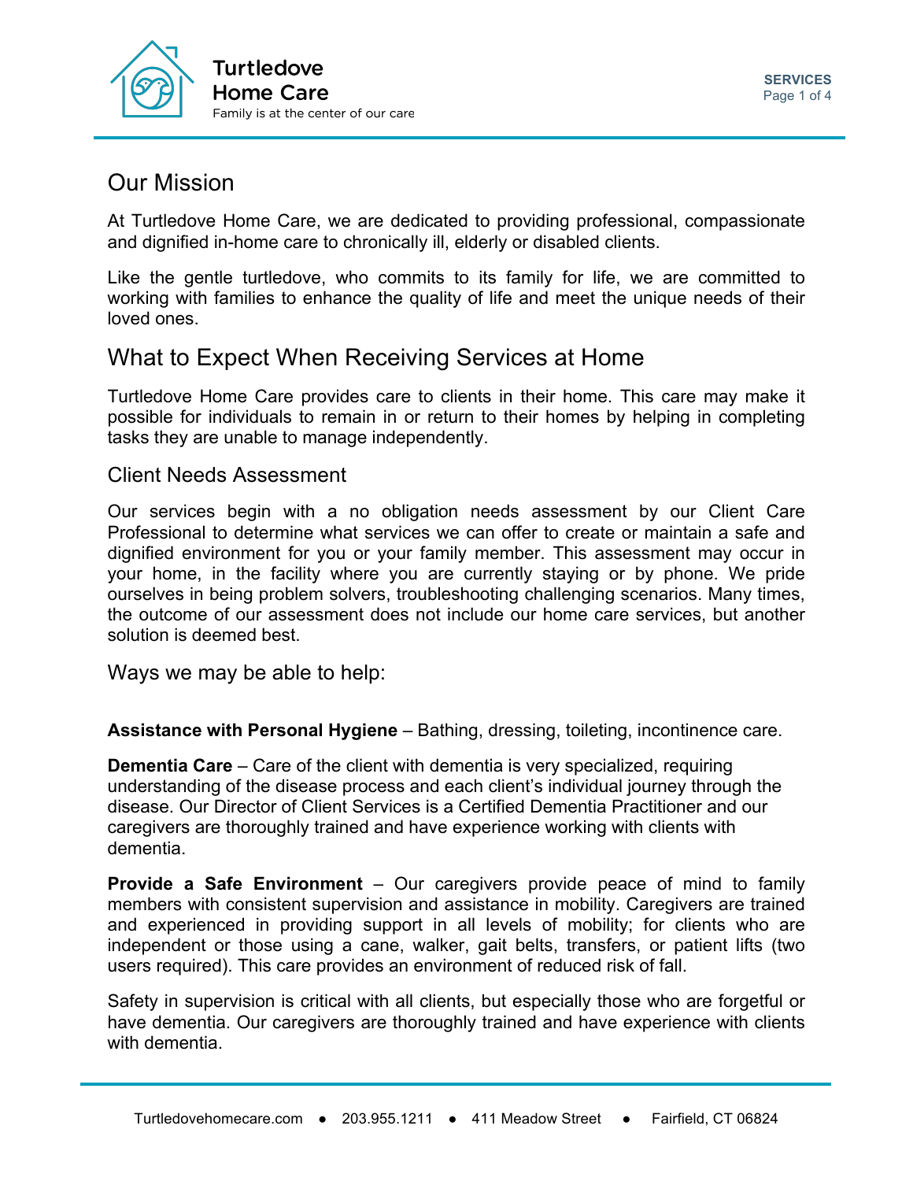# Turtledove Home Care

Family is at the center of our care

## Our Mission

At Turtledove Home Care, we are dedicated to providing professional, compassionate and dignified in-home care to chronically ill, elderly or disabled clients.

Like the gentle turtledove, who commits to its family for life, we are committed to working with families to enhance the quality of life and meet the unique needs of their loved ones.

## What to Expect When Receiving Services at Home

Turtledove Home Care provides care to clients in their home. This care may make it possible for individuals to remain in or return to their homes by helping in completing tasks they are unable to manage independently.

### Client Needs Assessment

Our services begin with a no obligation needs assessment by our Client Care Professional to determine what services we can offer to create or maintain a safe and dignified environment for you or your family member. This assessment may occur in your home, in the facility where you are currently staying or by phone. We pride ourselves in being problem solvers, troubleshooting challenging scenarios. Many times, the outcome of our assessment does not include our home care services, but another solution is deemed best.

### Ways we may be able to help:

**Assistance with Personal Hygiene** – Bathing, dressing, toileting, incontinence care.

**Dementia Care** – Care of the client with dementia is very specialized, requiring understanding of the disease process and each client's individual journey through the disease. Our Director of Client Services is a Certified Dementia Practitioner and our caregivers are thoroughly trained and have experience working with clients with dementia.

**Provide a Safe Environment** – Our caregivers provide peace of mind to family members with consistent supervision and assistance in mobility. Caregivers are trained and experienced in providing support in all levels of mobility; for clients who are independent or those using a cane, walker, gait belts, transfers, or patient lifts (two users required). This care provides an environment of reduced risk of fall.

Safety in supervision is critical with all clients, but especially those who are forgetful or have dementia. Our caregivers are thoroughly trained and have experience with clients with dementia.

Turtledovehomecare.com ● 203.955.1211 ● 411 Meadow Street ● Fairfield, CT 06824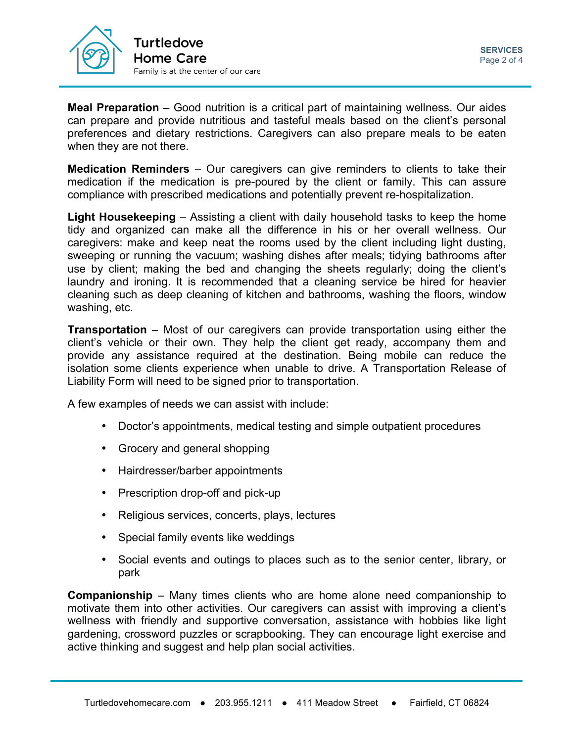**Meal Preparation** – Good nutrition is a critical part of maintaining wellness. Our aides can prepare and provide nutritious and tasteful meals based on the client's personal preferences and dietary restrictions. Caregivers can also prepare meals to be eaten when they are not there.

**Medication Reminders** – Our caregivers can give reminders to clients to take their medication if the medication is pre-poured by the client or family. This can assure compliance with prescribed medications and potentially prevent re-hospitalization.

**Light Housekeeping** – Assisting a client with daily household tasks to keep the home tidy and organized can make all the difference in his or her overall wellness. Our caregivers: make and keep neat the rooms used by the client including light dusting, sweeping or running the vacuum; washing dishes after meals; tidying bathrooms after use by client; making the bed and changing the sheets regularly; doing the client's laundry and ironing. It is recommended that a cleaning service be hired for heavier cleaning such as deep cleaning of kitchen and bathrooms, washing the floors, window washing, etc.

**Transportation** – Most of our caregivers can provide transportation using either the client's vehicle or their own. They help the client get ready, accompany them and provide any assistance required at the destination. Being mobile can reduce the isolation some clients experience when unable to drive. A Transportation Release of Liability Form will need to be signed prior to transportation.

A few examples of needs we can assist with include:

- Doctor's appointments, medical testing and simple outpatient procedures
- Grocery and general shopping
- Hairdresser/barber appointments
- Prescription drop-off and pick-up
- Religious services, concerts, plays, lectures
- Special family events like weddings
- Social events and outings to places such as to the senior center, library, or park

**Companionship** – Many times clients who are home alone need companionship to motivate them into other activities. Our caregivers can assist with improving a client's wellness with friendly and supportive conversation, assistance with hobbies like light gardening, crossword puzzles or scrapbooking. They can encourage light exercise and active thinking and suggest and help plan social activities.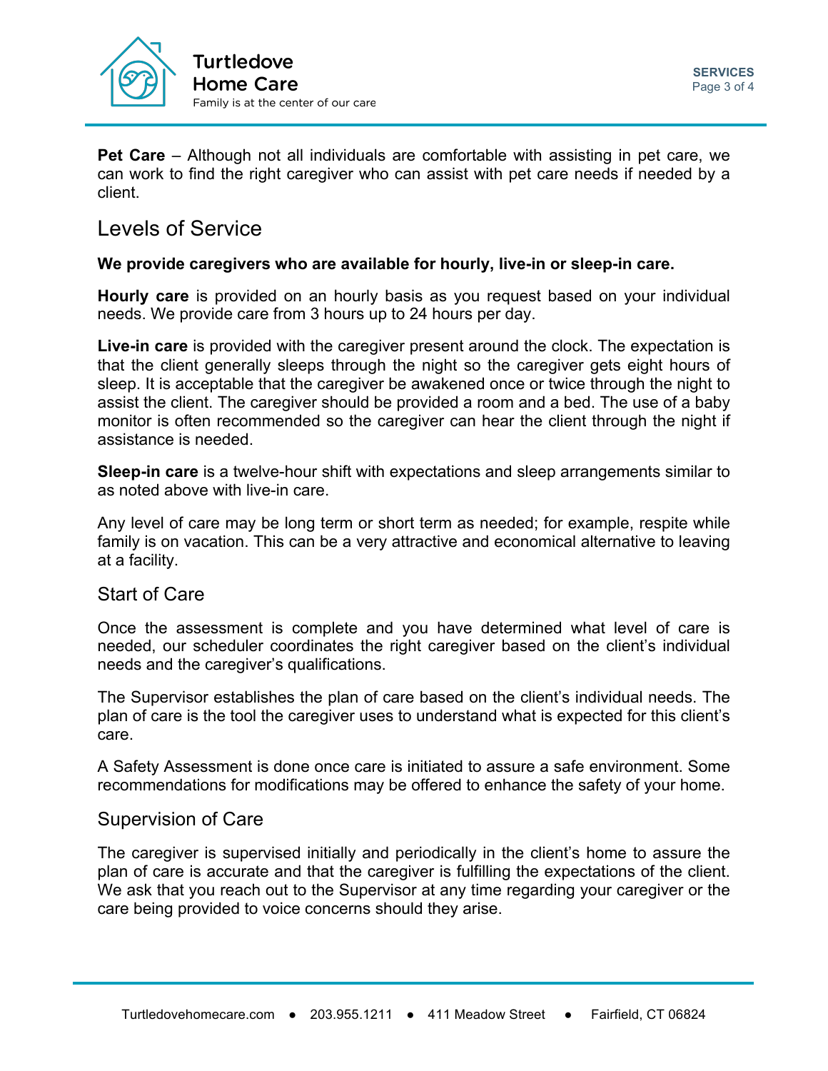**Pet Care** – Although not all individuals are comfortable with assisting in pet care, we can work to find the right caregiver who can assist with pet care needs if needed by a client.

## Levels of Service

**We provide caregivers who are available for hourly, live-in or sleep-in care.**

**Hourly care** is provided on an hourly basis as you request based on your individual needs. We provide care from 3 hours up to 24 hours per day.

**Live-in care** is provided with the caregiver present around the clock. The expectation is that the client generally sleeps through the night so the caregiver gets eight hours of sleep. It is acceptable that the caregiver be awakened once or twice through the night to assist the client. The caregiver should be provided a room and a bed. The use of a baby monitor is often recommended so the caregiver can hear the client through the night if assistance is needed.

**Sleep-in care** is a twelve-hour shift with expectations and sleep arrangements similar to as noted above with live-in care.

Any level of care may be long term or short term as needed; for example, respite while family is on vacation. This can be a very attractive and economical alternative to leaving at a facility.

### Start of Care

Once the assessment is complete and you have determined what level of care is needed, our scheduler coordinates the right caregiver based on the client's individual needs and the caregiver's qualifications.

The Supervisor establishes the plan of care based on the client's individual needs. The plan of care is the tool the caregiver uses to understand what is expected for this client's care.

A Safety Assessment is done once care is initiated to assure a safe environment. Some recommendations for modifications may be offered to enhance the safety of your home.

### Supervision of Care

The caregiver is supervised initially and periodically in the client's home to assure the plan of care is accurate and that the caregiver is fulfilling the expectations of the client. We ask that you reach out to the Supervisor at any time regarding your caregiver or the care being provided to voice concerns should they arise.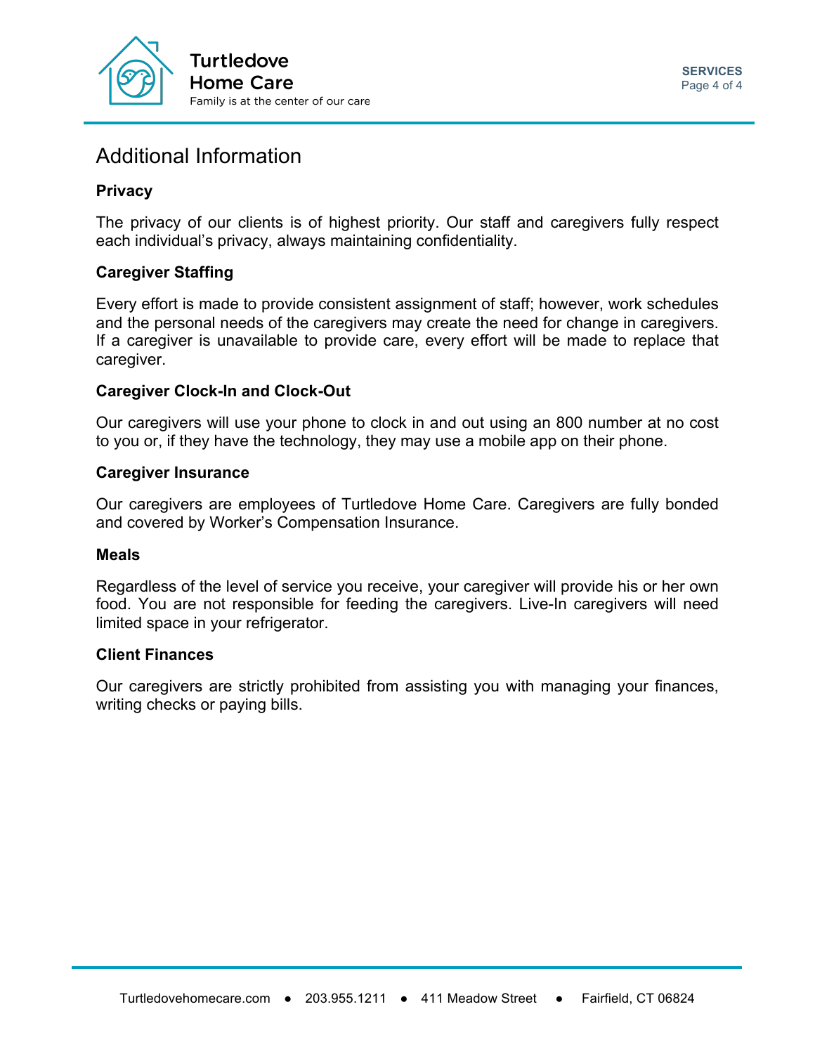# Additional Information

### Privacy

The privacy of our clients is of highest priority. Our staff and caregivers fully respect each individual's privacy, always maintaining confidentiality.

### Caregiver Staffing

Every effort is made to provide consistent assignment of staff; however, work schedules and the personal needs of the caregivers may create the need for change in caregivers. If a caregiver is unavailable to provide care, every effort will be made to replace that caregiver.

### Caregiver Clock-In and Clock-Out

Our caregivers will use your phone to clock in and out using an 800 number at no cost to you or, if they have the technology, they may use a mobile app on their phone.

### Caregiver Insurance

Our caregivers are employees of Turtledove Home Care. Caregivers are fully bonded and covered by Worker's Compensation Insurance.

### Meals

Regardless of the level of service you receive, your caregiver will provide his or her own food. You are not responsible for feeding the caregivers. Live-In caregivers will need limited space in your refrigerator.

### Client Finances

Our caregivers are strictly prohibited from assisting you with managing your finances, writing checks or paying bills.